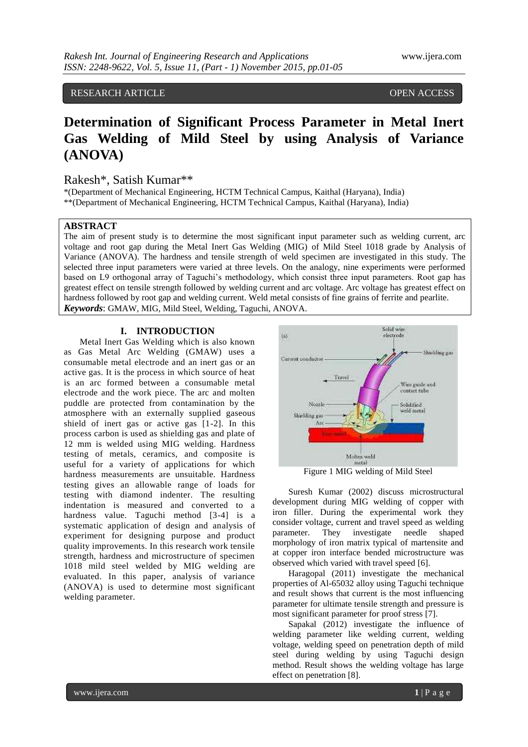RESEARCH ARTICLE OPEN ACCESS

# Determination of Significant Process Parameter in Metal Inert Gas Welding of Mild Steel by using Analysis of Variance (ANOVA)

Rakesh*, Satish Kumar**

*(Department of Mechanical Engineering, HCTM Technical Campus, Kaithal (Haryana), India)
**(Department of Mechanical Engineering, HCTM Technical Campus, Kaithal (Haryana), India)

## ABSTRACT

The aim of present study is to determine the most significant input parameter such as welding current, arc voltage and root gap during the Metal Inert Gas Welding (MIG) of Mild Steel 1018 grade by Analysis of Variance (ANOVA). The hardness and tensile strength of weld specimen are investigated in this study. The selected three input parameters were varied at three levels. On the analogy, nine experiments were performed based on L9 orthogonal array of Taguchi's methodology, which consist three input parameters. Root gap has greatest effect on tensile strength followed by welding current and arc voltage. Arc voltage has greatest effect on hardness followed by root gap and welding current. Weld metal consists of fine grains of ferrite and pearlite.

***Keywords***: GMAW, MIG, Mild Steel, Welding, Taguchi, ANOVA.

## I. INTRODUCTION

Metal Inert Gas Welding which is also known as Gas Metal Arc Welding (GMAW) uses a consumable metal electrode and an inert gas or an active gas. It is the process in which source of heat is an arc formed between a consumable metal electrode and the work piece. The arc and molten puddle are protected from contamination by the atmosphere with an externally supplied gaseous shield of inert gas or active gas [1-2]. In this process carbon is used as shielding gas and plate of 12 mm is welded using MIG welding. Hardness testing of metals, ceramics, and composite is useful for a variety of applications for which hardness measurements are unsuitable. Hardness testing gives an allowable range of loads for testing with diamond indenter. The resulting indentation is measured and converted to a hardness value. Taguchi method [3-4] is a systematic application of design and analysis of experiment for designing purpose and product quality improvements. In this research work tensile strength, hardness and microstructure of specimen 1018 mild steel welded by MIG welding are evaluated. In this paper, analysis of variance (ANOVA) is used to determine most significant welding parameter.

Figure 1 MIG welding of Mild Steel

Suresh Kumar (2002) discuss microstructural development during MIG welding of copper with iron filler. During the experimental work they consider voltage, current and travel speed as welding parameter. They investigate needle shaped morphology of iron matrix typical of martensite and at copper iron interface bended microstructure was observed which varied with travel speed [6].

Haragopal (2011) investigate the mechanical properties of Al-65032 alloy using Taguchi technique and result shows that current is the most influencing parameter for ultimate tensile strength and pressure is most significant parameter for proof stress [7].

Sapakal (2012) investigate the influence of welding parameter like welding current, welding voltage, welding speed on penetration depth of mild steel during welding by using Taguchi design method. Result shows the welding voltage has large effect on penetration [8].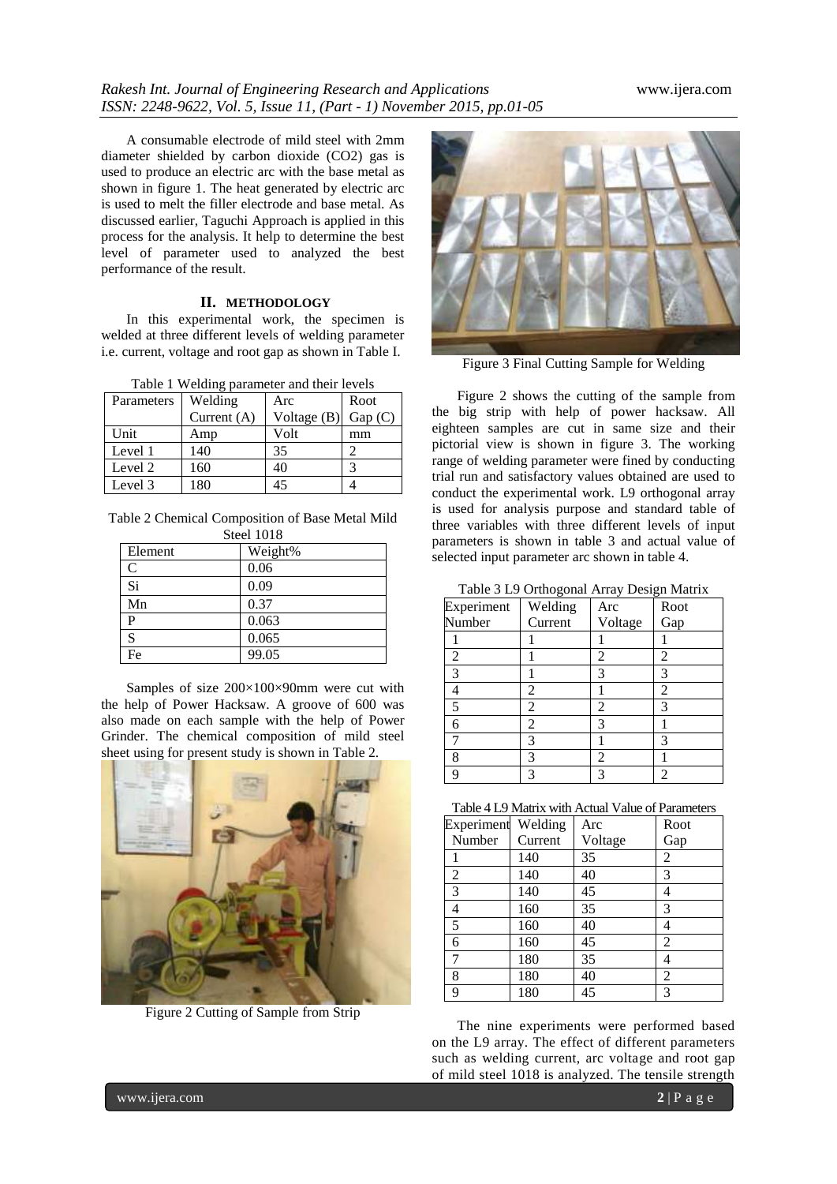A consumable electrode of mild steel with 2mm diameter shielded by carbon dioxide ($CO_2$) gas is used to produce an electric arc with the base metal as shown in figure 1. The heat generated by electric arc is used to melt the filler electrode and base metal. As discussed earlier, Taguchi Approach is applied in this process for the analysis. It help to determine the best level of parameter used to analyzed the best performance of the result.

## II. METHODOLOGY

In this experimental work, the specimen is welded at three different levels of welding parameter i.e. current, voltage and root gap as shown in Table I.

Table 1 Welding parameter and their levels

| Parameters | Welding Current (A) | Arc Voltage (B) | Root Gap (C) |
|---|---|---|---|
| Unit | Amp | Volt | mm |
| Level 1 | 140 | 35 | 2 |
| Level 2 | 160 | 40 | 3 |
| Level 3 | 180 | 45 | 4 |

Table 2 Chemical Composition of Base Metal Mild Steel 1018

| Element | Weight% |
|---|---|
| C | 0.06 |
| Si | 0.09 |
| Mn | 0.37 |
| P | 0.063 |
| S | 0.065 |
| Fe | 99.05 |

Samples of size 200×100×90mm were cut with the help of Power Hacksaw. A groove of 600 was also made on each sample with the help of Power Grinder. The chemical composition of mild steel sheet using for present study is shown in Table 2.

Figure 2 Cutting of Sample from Strip

Figure 3 Final Cutting Sample for Welding

Figure 2 shows the cutting of the sample from the big strip with help of power hacksaw. All eighteen samples are cut in same size and their pictorial view is shown in figure 3. The working range of welding parameter were fined by conducting trial run and satisfactory values obtained are used to conduct the experimental work. L9 orthogonal array is used for analysis purpose and standard table of three variables with three different levels of input parameters is shown in table 3 and actual value of selected input parameter arc shown in table 4.

Table 3 L9 Orthogonal Array Design Matrix

| Experiment Number | Welding Current | Arc Voltage | Root Gap |
|---|---|---|---|
| 1 | 1 | 1 | 1 |
| 2 | 1 | 2 | 2 |
| 3 | 1 | 3 | 3 |
| 4 | 2 | 1 | 2 |
| 5 | 2 | 2 | 3 |
| 6 | 2 | 3 | 1 |
| 7 | 3 | 1 | 3 |
| 8 | 3 | 2 | 1 |
| 9 | 3 | 3 | 2 |

Table 4 L9 Matrix with Actual Value of Parameters

| Experiment Number | Welding Current | Arc Voltage | Root Gap |
|---|---|---|---|
| 1 | 140 | 35 | 2 |
| 2 | 140 | 40 | 3 |
| 3 | 140 | 45 | 4 |
| 4 | 160 | 35 | 3 |
| 5 | 160 | 40 | 4 |
| 6 | 160 | 45 | 2 |
| 7 | 180 | 35 | 4 |
| 8 | 180 | 40 | 2 |
| 9 | 180 | 45 | 3 |

The nine experiments were performed based on the L9 array. The effect of different parameters such as welding current, arc voltage and root gap of mild steel 1018 is analyzed. The tensile strength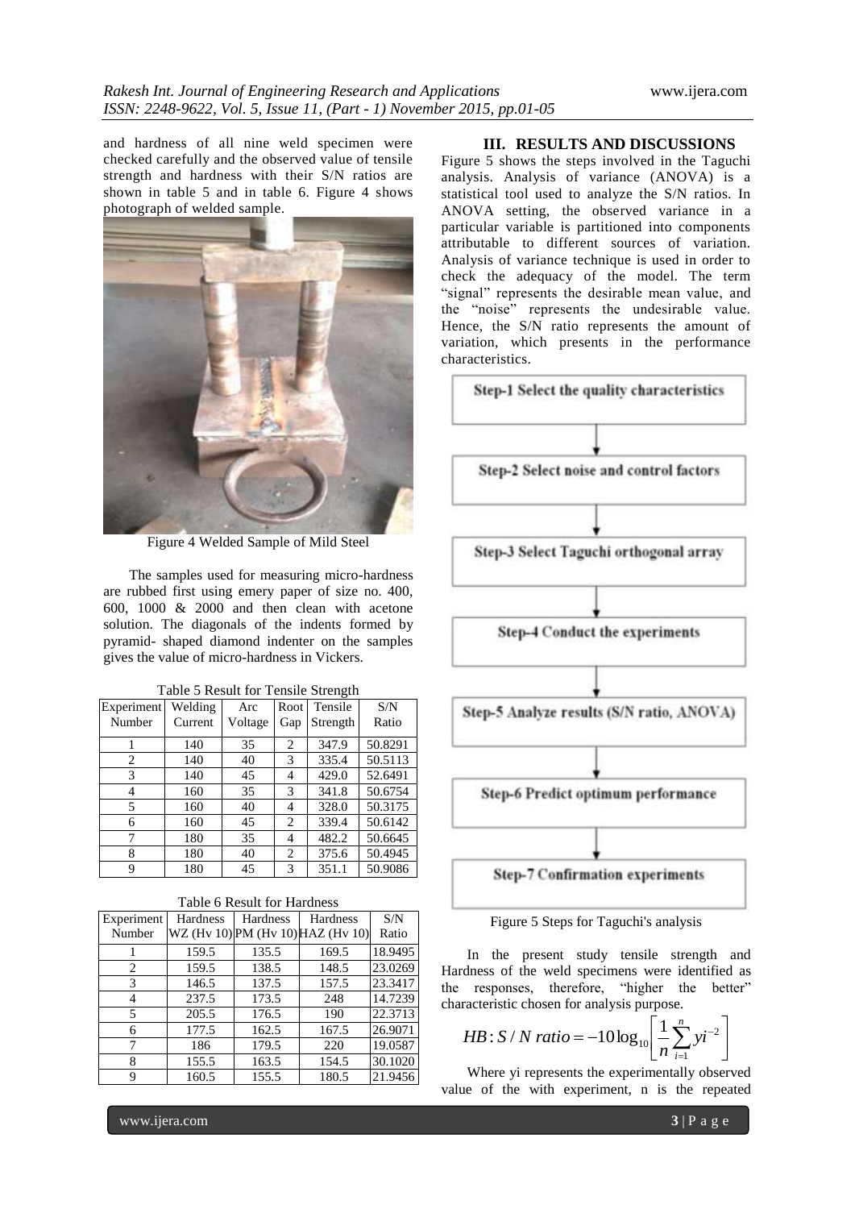and hardness of all nine weld specimen were checked carefully and the observed value of tensile strength and hardness with their S/N ratios are shown in table 5 and in table 6. Figure 4 shows photograph of welded sample.

Figure 4 Welded Sample of Mild Steel

The samples used for measuring micro-hardness are rubbed first using emery paper of size no. 400, 600, 1000 & 2000 and then clean with acetone solution. The diagonals of the indents formed by pyramid- shaped diamond indenter on the samples gives the value of micro-hardness in Vickers.

Table 5 Result for Tensile Strength

| Experiment Number | Welding Current | Arc Voltage | Root Gap | Tensile Strength | S/N Ratio |
|---|---|---|---|---|---|
| 1 | 140 | 35 | 2 | 347.9 | 50.8291 |
| 2 | 140 | 40 | 3 | 335.4 | 50.5113 |
| 3 | 140 | 45 | 4 | 429.0 | 52.6491 |
| 4 | 160 | 35 | 3 | 341.8 | 50.6754 |
| 5 | 160 | 40 | 4 | 328.0 | 50.3175 |
| 6 | 160 | 45 | 2 | 339.4 | 50.6142 |
| 7 | 180 | 35 | 4 | 482.2 | 50.6645 |
| 8 | 180 | 40 | 2 | 375.6 | 50.4945 |
| 9 | 180 | 45 | 3 | 351.1 | 50.9086 |

Table 6 Result for Hardness

| Experiment Number | Hardness WZ (Hv 10) | Hardness PM (Hv 10) | Hardness HAZ (Hv 10) | S/N Ratio |
|---|---|---|---|---|
| 1 | 159.5 | 135.5 | 169.5 | 18.9495 |
| 2 | 159.5 | 138.5 | 148.5 | 23.0269 |
| 3 | 146.5 | 137.5 | 157.5 | 23.3417 |
| 4 | 237.5 | 173.5 | 248 | 14.7239 |
| 5 | 205.5 | 176.5 | 190 | 22.3713 |
| 6 | 177.5 | 162.5 | 167.5 | 26.9071 |
| 7 | 186 | 179.5 | 220 | 19.0587 |
| 8 | 155.5 | 163.5 | 154.5 | 30.1020 |
| 9 | 160.5 | 155.5 | 180.5 | 21.9456 |

## III. RESULTS AND DISCUSSIONS

Figure 5 shows the steps involved in the Taguchi analysis. Analysis of variance (ANOVA) is a statistical tool used to analyze the S/N ratios. In ANOVA setting, the observed variance in a particular variable is partitioned into components attributable to different sources of variation. Analysis of variance technique is used in order to check the adequacy of the model. The term "signal" represents the desirable mean value, and the "noise" represents the undesirable value. Hence, the S/N ratio represents the amount of variation, which presents in the performance characteristics.

Step-1 Select the quality characteristics

Step-2 Select noise and control factors

Step-3 Select Taguchi orthogonal array

Step-4 Conduct the experiments

Step-5 Analyze results (S/N ratio, ANOVA)

Step-6 Predict optimum performance

Step-7 Confirmation experiments

Figure 5 Steps for Taguchi's analysis

In the present study tensile strength and Hardness of the weld specimens were identified as the responses, therefore, "higher the better" characteristic chosen for analysis purpose.

$$HB: S/N\ ratio = -10\log_{10}\left[\frac{1}{n}\sum_{i=1}^{n} yi^{-2}\right]$$

Where yi represents the experimentally observed value of the with experiment, n is the repeated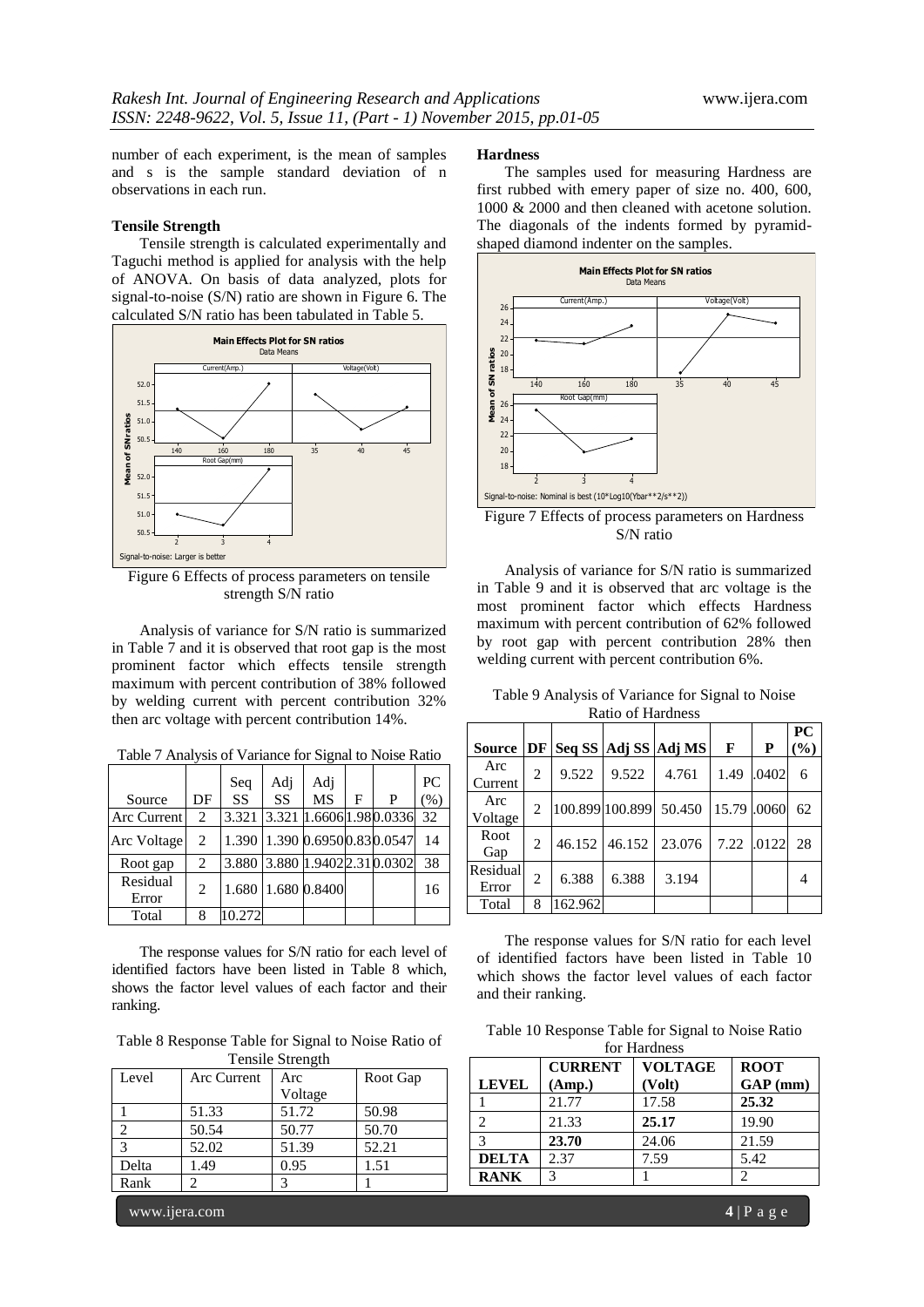number of each experiment, is the mean of samples and s is the sample standard deviation of n observations in each run.

**Tensile Strength**

Tensile strength is calculated experimentally and Taguchi method is applied for analysis with the help of ANOVA. On basis of data analyzed, plots for signal-to-noise (S/N) ratio are shown in Figure 6. The calculated S/N ratio has been tabulated in Table 5.

Figure 6 Effects of process parameters on tensile strength S/N ratio

Analysis of variance for S/N ratio is summarized in Table 7 and it is observed that root gap is the most prominent factor which effects tensile strength maximum with percent contribution of 38% followed by welding current with percent contribution 32% then arc voltage with percent contribution 14%.

Table 7 Analysis of Variance for Signal to Noise Ratio

| Source | DF | Seq SS | Adj SS | Adj MS | F | P | PC (%) |
|---|---|---|---|---|---|---|---|
| Arc Current | 2 | 3.321 | 3.321 | 1.6606 | 1.98 | 0.0336 | 32 |
| Arc Voltage | 2 | 1.390 | 1.390 | 0.6950 | 0.83 | 0.0547 | 14 |
| Root gap | 2 | 3.880 | 3.880 | 1.9402 | 2.31 | 0.0302 | 38 |
| Residual Error | 2 | 1.680 | 1.680 | 0.8400 | | | 16 |
| Total | 8 | 10.272 | | | | | |

The response values for S/N ratio for each level of identified factors have been listed in Table 8 which, shows the factor level values of each factor and their ranking.

Table 8 Response Table for Signal to Noise Ratio of Tensile Strength

| Level | Arc Current | Arc Voltage | Root Gap |
|---|---|---|---|
| 1 | 51.33 | 51.72 | 50.98 |
| 2 | 50.54 | 50.77 | 50.70 |
| 3 | 52.02 | 51.39 | 52.21 |
| Delta | 1.49 | 0.95 | 1.51 |
| Rank | 2 | 3 | 1 |

**Hardness**

The samples used for measuring Hardness are first rubbed with emery paper of size no. 400, 600, 1000 & 2000 and then cleaned with acetone solution. The diagonals of the indents formed by pyramid-shaped diamond indenter on the samples.

Figure 7 Effects of process parameters on Hardness S/N ratio

Analysis of variance for S/N ratio is summarized in Table 9 and it is observed that arc voltage is the most prominent factor which effects Hardness maximum with percent contribution of 62% followed by root gap with percent contribution 28% then welding current with percent contribution 6%.

Table 9 Analysis of Variance for Signal to Noise Ratio of Hardness

| Source | DF | Seq SS | Adj SS | Adj MS | F | P | PC (%) |
|---|---|---|---|---|---|---|---|
| Arc Current | 2 | 9.522 | 9.522 | 4.761 | 1.49 | .0402 | 6 |
| Arc Voltage | 2 | 100.899 | 100.899 | 50.450 | 15.79 | .0060 | 62 |
| Root Gap | 2 | 46.152 | 46.152 | 23.076 | 7.22 | .0122 | 28 |
| Residual Error | 2 | 6.388 | 6.388 | 3.194 | | | 4 |
| Total | 8 | 162.962 | | | | | |

The response values for S/N ratio for each level of identified factors have been listed in Table 10 which shows the factor level values of each factor and their ranking.

Table 10 Response Table for Signal to Noise Ratio for Hardness

| LEVEL | CURRENT (Amp.) | VOLTAGE (Volt) | ROOT GAP (mm) |
|---|---|---|---|
| 1 | 21.77 | 17.58 | **25.32** |
| 2 | 21.33 | **25.17** | 19.90 |
| 3 | **23.70** | 24.06 | 21.59 |
| **DELTA** | 2.37 | 7.59 | 5.42 |
| **RANK** | 3 | 1 | 2 |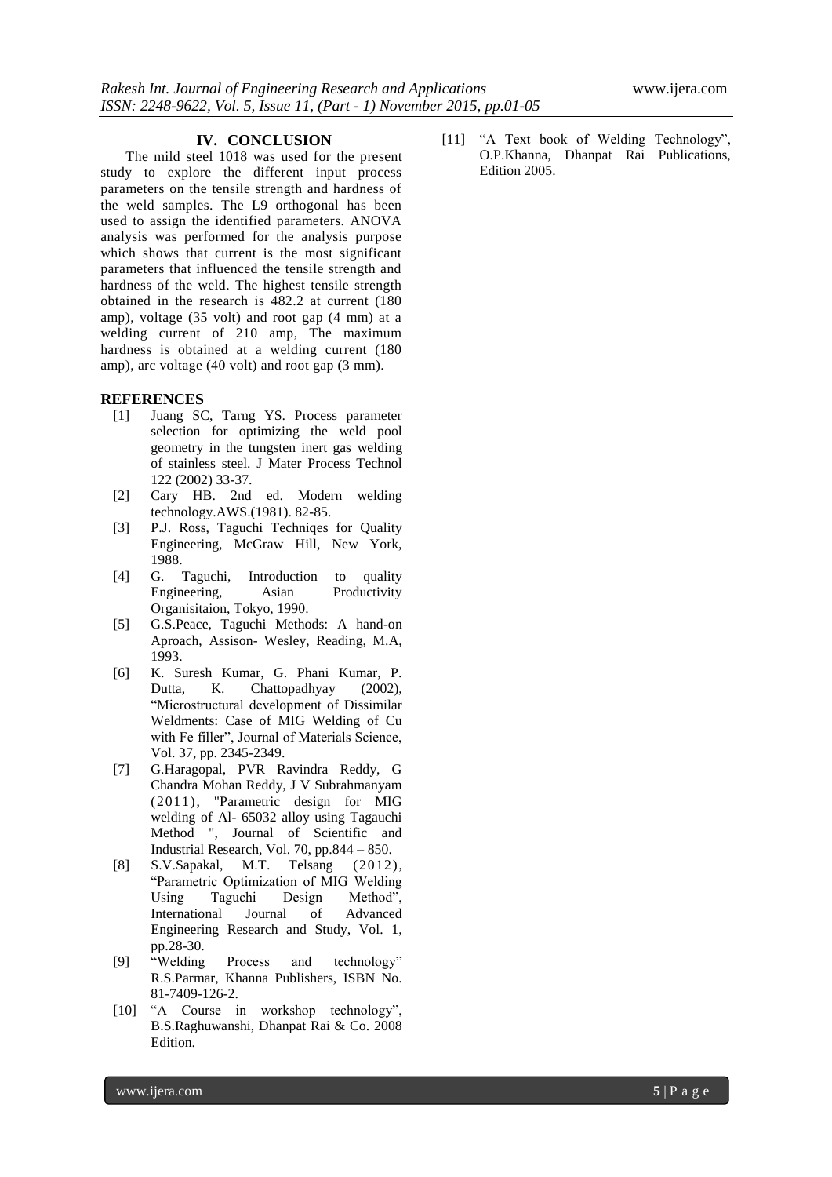## IV. CONCLUSION

The mild steel 1018 was used for the present study to explore the different input process parameters on the tensile strength and hardness of the weld samples. The L9 orthogonal has been used to assign the identified parameters. ANOVA analysis was performed for the analysis purpose which shows that current is the most significant parameters that influenced the tensile strength and hardness of the weld. The highest tensile strength obtained in the research is 482.2 at current (180 amp), voltage (35 volt) and root gap (4 mm) at a welding current of 210 amp, The maximum hardness is obtained at a welding current (180 amp), arc voltage (40 volt) and root gap (3 mm).

## REFERENCES

[1] Juang SC, Tarng YS. Process parameter selection for optimizing the weld pool geometry in the tungsten inert gas welding of stainless steel. J Mater Process Technol 122 (2002) 33-37.

[2] Cary HB. 2nd ed. Modern welding technology.AWS.(1981). 82-85.

[3] P.J. Ross, Taguchi Techniqes for Quality Engineering, McGraw Hill, New York, 1988.

[4] G. Taguchi, Introduction to quality Engineering, Asian Productivity Organisitaion, Tokyo, 1990.

[5] G.S.Peace, Taguchi Methods: A hand-on Aproach, Assison- Wesley, Reading, M.A, 1993.

[6] K. Suresh Kumar, G. Phani Kumar, P. Dutta, K. Chattopadhyay (2002), "Microstructural development of Dissimilar Weldments: Case of MIG Welding of Cu with Fe filler", Journal of Materials Science, Vol. 37, pp. 2345-2349.

[7] G.Haragopal, PVR Ravindra Reddy, G Chandra Mohan Reddy, J V Subrahmanyam (2011), "Parametric design for MIG welding of Al- 65032 alloy using Tagauchi Method ", Journal of Scientific and Industrial Research, Vol. 70, pp.844 – 850.

[8] S.V.Sapakal, M.T. Telsang (2012), "Parametric Optimization of MIG Welding Using Taguchi Design Method", International Journal of Advanced Engineering Research and Study, Vol. 1, pp.28-30.

[9] "Welding Process and technology" R.S.Parmar, Khanna Publishers, ISBN No. 81-7409-126-2.

[10] "A Course in workshop technology", B.S.Raghuwanshi, Dhanpat Rai & Co. 2008 Edition.

[11] "A Text book of Welding Technology", O.P.Khanna, Dhanpat Rai Publications, Edition 2005.